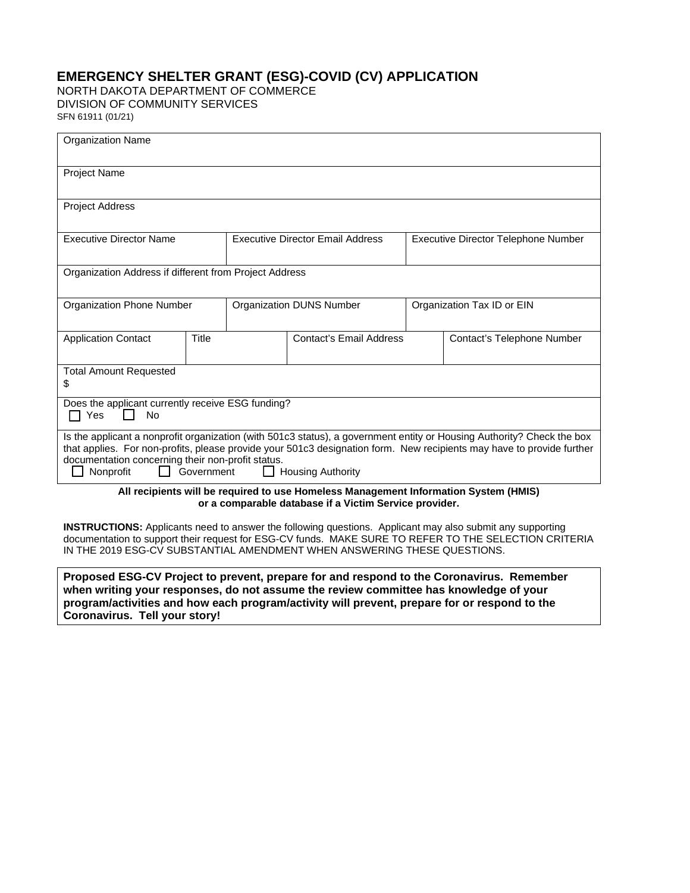# EMERGENCY SHELTER GRANT (ESG)-COVID (CV) APPLICATION

NORTH DAKOTA DEPARTMENT OF COMMERCE
DIVISION OF COMMUNITY SERVICES
SFN 61911 (01/21)

| Organization Name | | | |
|---|---|---|---|
| Project Name | | | |
| Project Address | | | |
| Executive Director Name | Executive Director Email Address | | Executive Director Telephone Number |
| Organization Address if different from Project Address | | | |
| Organization Phone Number | Organization DUNS Number | | Organization Tax ID or EIN |
| Application Contact | Title | Contact's Email Address | Contact's Telephone Number |
| Total Amount Requested<br>$ | | | |
| Does the applicant currently receive ESG funding?<br>☐ Yes ☐ No | | | |
| Is the applicant a nonprofit organization (with 501c3 status), a government entity or Housing Authority? Check the box that applies. For non-profits, please provide your 501c3 designation form. New recipients may have to provide further documentation concerning their non-profit status.<br>☐ Nonprofit ☐ Government ☐ Housing Authority | | | |

**All recipients will be required to use Homeless Management Information System (HMIS) or a comparable database if a Victim Service provider.**

**INSTRUCTIONS:** Applicants need to answer the following questions. Applicant may also submit any supporting documentation to support their request for ESG-CV funds. MAKE SURE TO REFER TO THE SELECTION CRITERIA IN THE 2019 ESG-CV SUBSTANTIAL AMENDMENT WHEN ANSWERING THESE QUESTIONS.

**Proposed ESG-CV Project to prevent, prepare for and respond to the Coronavirus. Remember when writing your responses, do not assume the review committee has knowledge of your program/activities and how each program/activity will prevent, prepare for or respond to the Coronavirus. Tell your story!**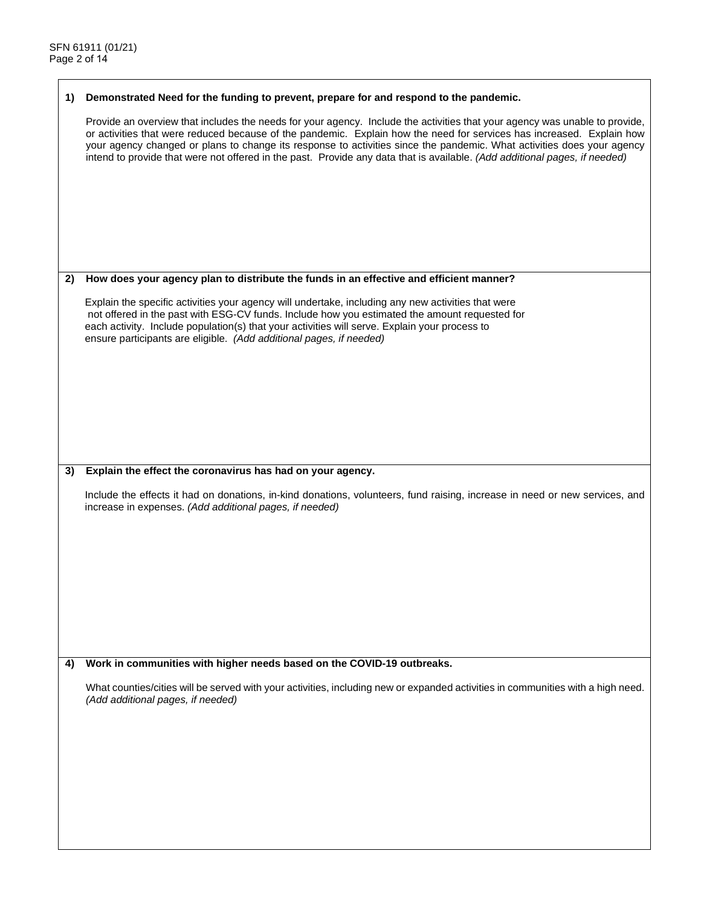**1) Demonstrated Need for the funding to prevent, prepare for and respond to the pandemic.**

Provide an overview that includes the needs for your agency. Include the activities that your agency was unable to provide, or activities that were reduced because of the pandemic. Explain how the need for services has increased. Explain how your agency changed or plans to change its response to activities since the pandemic. What activities does your agency intend to provide that were not offered in the past. Provide any data that is available. *(Add additional pages, if needed)*

**2) How does your agency plan to distribute the funds in an effective and efficient manner?**

Explain the specific activities your agency will undertake, including any new activities that were not offered in the past with ESG-CV funds. Include how you estimated the amount requested for each activity. Include population(s) that your activities will serve. Explain your process to ensure participants are eligible. *(Add additional pages, if needed)*

**3) Explain the effect the coronavirus has had on your agency.**

Include the effects it had on donations, in-kind donations, volunteers, fund raising, increase in need or new services, and increase in expenses. *(Add additional pages, if needed)*

**4) Work in communities with higher needs based on the COVID-19 outbreaks.**

What counties/cities will be served with your activities, including new or expanded activities in communities with a high need. *(Add additional pages, if needed)*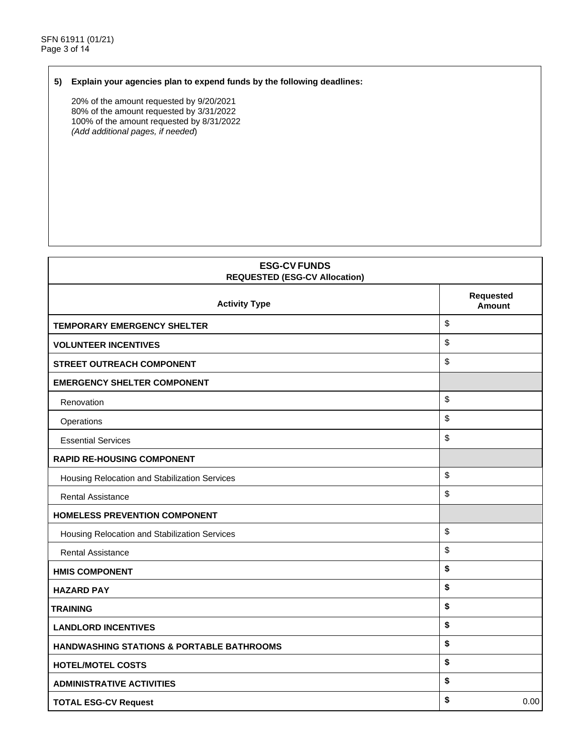**5) Explain your agencies plan to expend funds by the following deadlines:**

20% of the amount requested by 9/20/2021
80% of the amount requested by 3/31/2022
100% of the amount requested by 8/31/2022
*(Add additional pages, if needed*)

| **ESG-CV FUNDS**<br>**REQUESTED (ESG-CV Allocation)** | |
|---|---|
| **Activity Type** | **Requested Amount** |
| **TEMPORARY EMERGENCY SHELTER** | $ |
| **VOLUNTEER INCENTIVES** | $ |
| **STREET OUTREACH COMPONENT** | $ |
| **EMERGENCY SHELTER COMPONENT** | |
| Renovation | $ |
| Operations | $ |
| Essential Services | $ |
| **RAPID RE-HOUSING COMPONENT** | |
| Housing Relocation and Stabilization Services | $ |
| Rental Assistance | $ |
| **HOMELESS PREVENTION COMPONENT** | |
| Housing Relocation and Stabilization Services | $ |
| Rental Assistance | $ |
| **HMIS COMPONENT** | **$** |
| **HAZARD PAY** | **$** |
| **TRAINING** | **$** |
| **LANDLORD INCENTIVES** | **$** |
| **HANDWASHING STATIONS & PORTABLE BATHROOMS** | **$** |
| **HOTEL/MOTEL COSTS** | **$** |
| **ADMINISTRATIVE ACTIVITIES** | **$** |
| **TOTAL ESG-CV Request** | **$** 0.00 |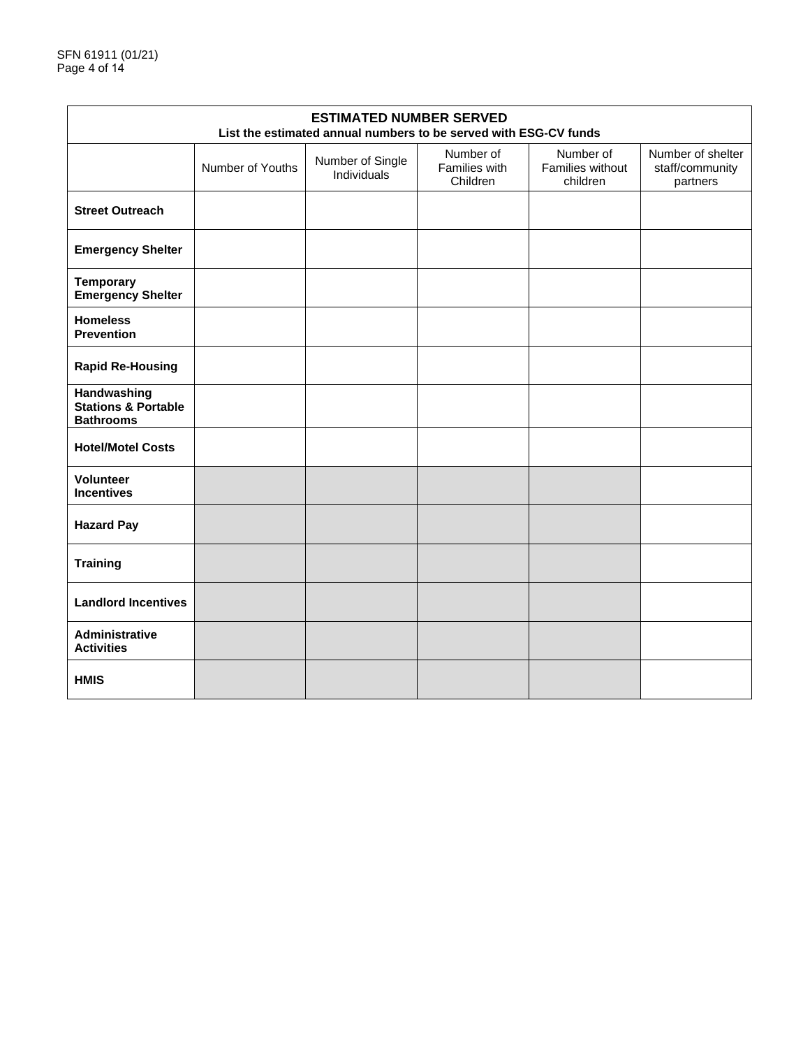| ESTIMATED NUMBER SERVED<br>List the estimated annual numbers to be served with ESG-CV funds | | | | | |
|---|---|---|---|---|---|
| | Number of Youths | Number of Single Individuals | Number of Families with Children | Number of Families without children | Number of shelter staff/community partners |
| **Street Outreach** | | | | | |
| **Emergency Shelter** | | | | | |
| **Temporary Emergency Shelter** | | | | | |
| **Homeless Prevention** | | | | | |
| **Rapid Re-Housing** | | | | | |
| **Handwashing Stations & Portable Bathrooms** | | | | | |
| **Hotel/Motel Costs** | | | | | |
| **Volunteer Incentives** | | | | | |
| **Hazard Pay** | | | | | |
| **Training** | | | | | |
| **Landlord Incentives** | | | | | |
| **Administrative Activities** | | | | | |
| **HMIS** | | | | | |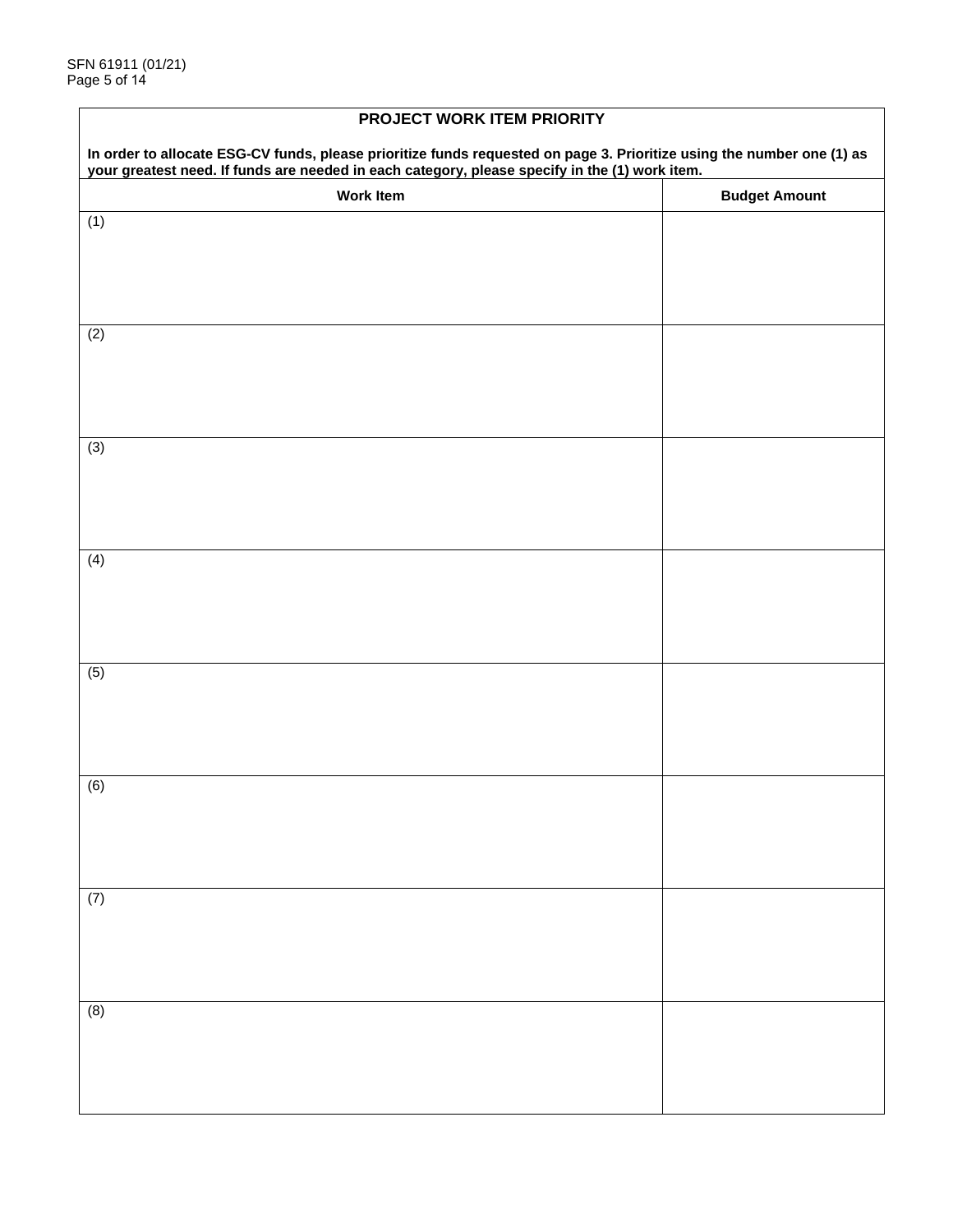## PROJECT WORK ITEM PRIORITY

**In order to allocate ESG-CV funds, please prioritize funds requested on page 3. Prioritize using the number one (1) as your greatest need. If funds are needed in each category, please specify in the (1) work item.**

| Work Item | Budget Amount |
|---|---|
| (1) | |
| (2) | |
| (3) | |
| (4) | |
| (5) | |
| (6) | |
| (7) | |
| (8) | |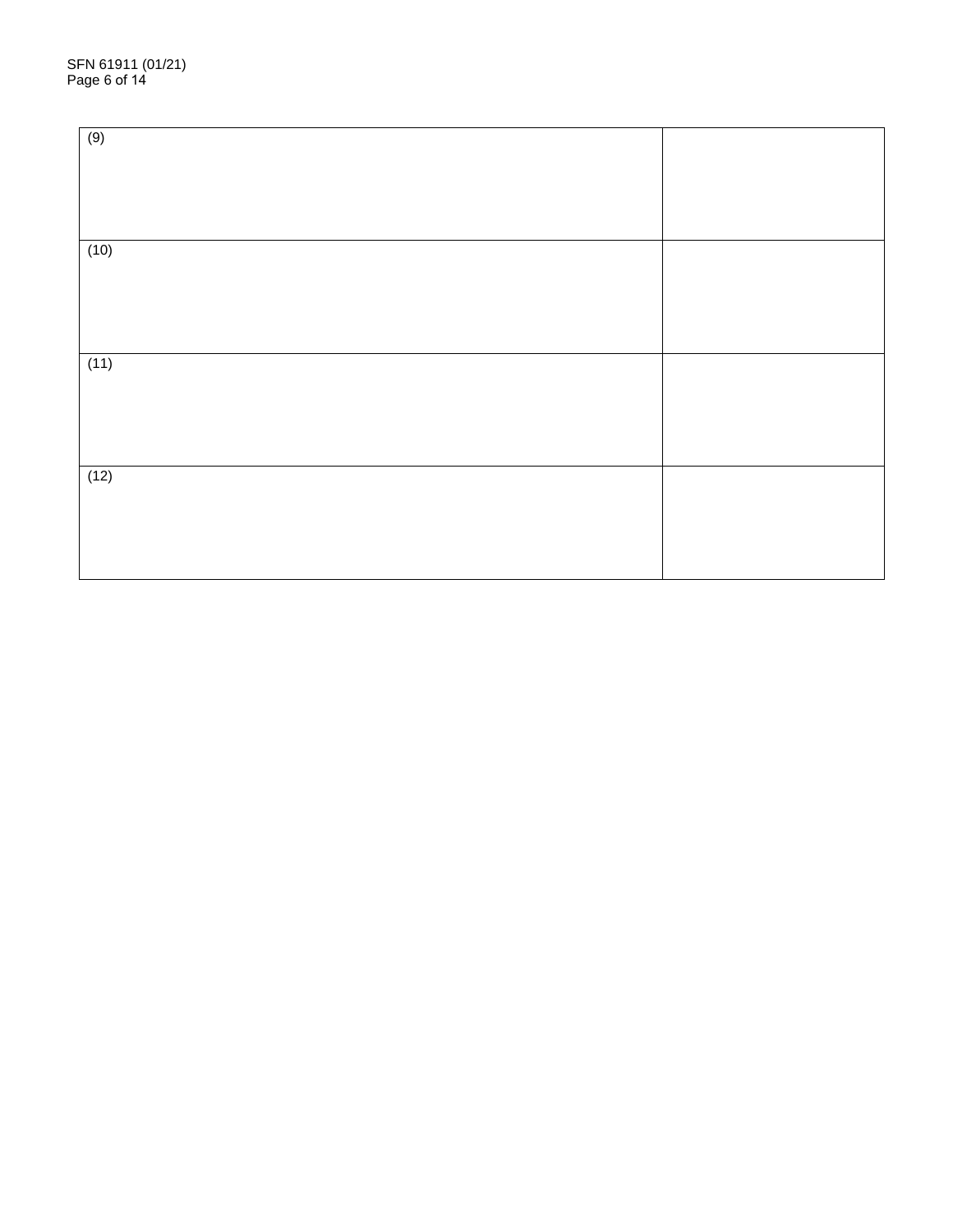| | |
|---|---|
| (9) | |
| (10) | |
| (11) | |
| (12) | |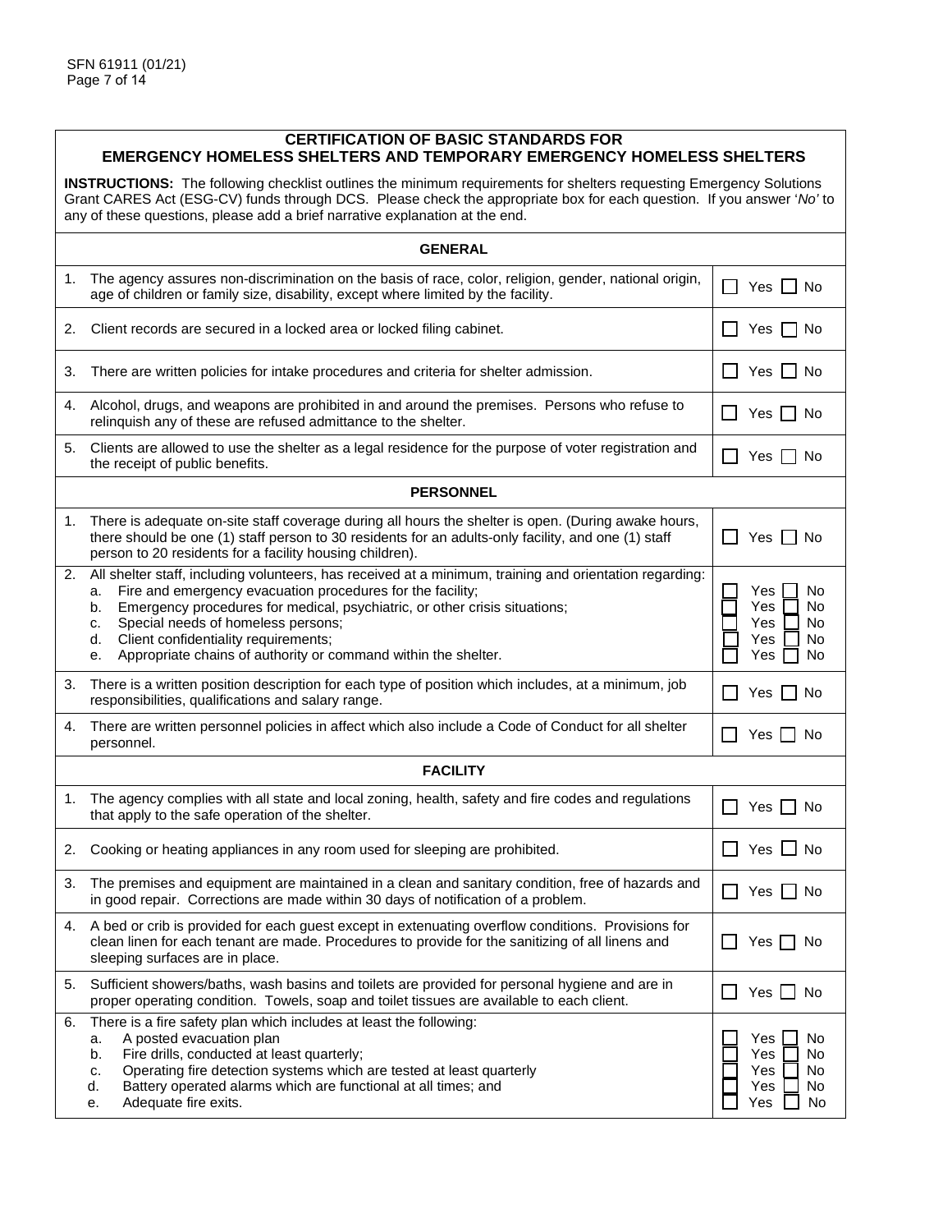SFN 61911 (01/21)

## CERTIFICATION OF BASIC STANDARDS FOR EMERGENCY HOMELESS SHELTERS AND TEMPORARY EMERGENCY HOMELESS SHELTERS

**INSTRUCTIONS:** The following checklist outlines the minimum requirements for shelters requesting Emergency Solutions Grant CARES Act (ESG-CV) funds through DCS. Please check the appropriate box for each question. If you answer '*No'* to any of these questions, please add a brief narrative explanation at the end.

| **GENERAL** | |
|---|---|
| 1. The agency assures non-discrimination on the basis of race, color, religion, gender, national origin, age of children or family size, disability, except where limited by the facility. | ☐ Yes ☐ No |
| 2. Client records are secured in a locked area or locked filing cabinet. | ☐ Yes ☐ No |
| 3. There are written policies for intake procedures and criteria for shelter admission. | ☐ Yes ☐ No |
| 4. Alcohol, drugs, and weapons are prohibited in and around the premises. Persons who refuse to relinquish any of these are refused admittance to the shelter. | ☐ Yes ☐ No |
| 5. Clients are allowed to use the shelter as a legal residence for the purpose of voter registration and the receipt of public benefits. | ☐ Yes ☐ No |
| **PERSONNEL** | |
| 1. There is adequate on-site staff coverage during all hours the shelter is open. (During awake hours, there should be one (1) staff person to 30 residents for an adults-only facility, and one (1) staff person to 20 residents for a facility housing children). | ☐ Yes ☐ No |
| 2. All shelter staff, including volunteers, has received at a minimum, training and orientation regarding:<br>a. Fire and emergency evacuation procedures for the facility;<br>b. Emergency procedures for medical, psychiatric, or other crisis situations;<br>c. Special needs of homeless persons;<br>d. Client confidentiality requirements;<br>e. Appropriate chains of authority or command within the shelter. | <br>☐ Yes ☐ No<br>☐ Yes ☐ No<br>☐ Yes ☐ No<br>☐ Yes ☐ No<br>☐ Yes ☐ No |
| 3. There is a written position description for each type of position which includes, at a minimum, job responsibilities, qualifications and salary range. | ☐ Yes ☐ No |
| 4. There are written personnel policies in affect which also include a Code of Conduct for all shelter personnel. | ☐ Yes ☐ No |
| **FACILITY** | |
| 1. The agency complies with all state and local zoning, health, safety and fire codes and regulations that apply to the safe operation of the shelter. | ☐ Yes ☐ No |
| 2. Cooking or heating appliances in any room used for sleeping are prohibited. | ☐ Yes ☐ No |
| 3. The premises and equipment are maintained in a clean and sanitary condition, free of hazards and in good repair. Corrections are made within 30 days of notification of a problem. | ☐ Yes ☐ No |
| 4. A bed or crib is provided for each guest except in extenuating overflow conditions. Provisions for clean linen for each tenant are made. Procedures to provide for the sanitizing of all linens and sleeping surfaces are in place. | ☐ Yes ☐ No |
| 5. Sufficient showers/baths, wash basins and toilets are provided for personal hygiene and are in proper operating condition. Towels, soap and toilet tissues are available to each client. | ☐ Yes ☐ No |
| 6. There is a fire safety plan which includes at least the following:<br>a. A posted evacuation plan<br>b. Fire drills, conducted at least quarterly;<br>c. Operating fire detection systems which are tested at least quarterly<br>d. Battery operated alarms which are functional at all times; and<br>e. Adequate fire exits. | <br>☐ Yes ☐ No<br>☐ Yes ☐ No<br>☐ Yes ☐ No<br>☐ Yes ☐ No<br>☐ Yes ☐ No |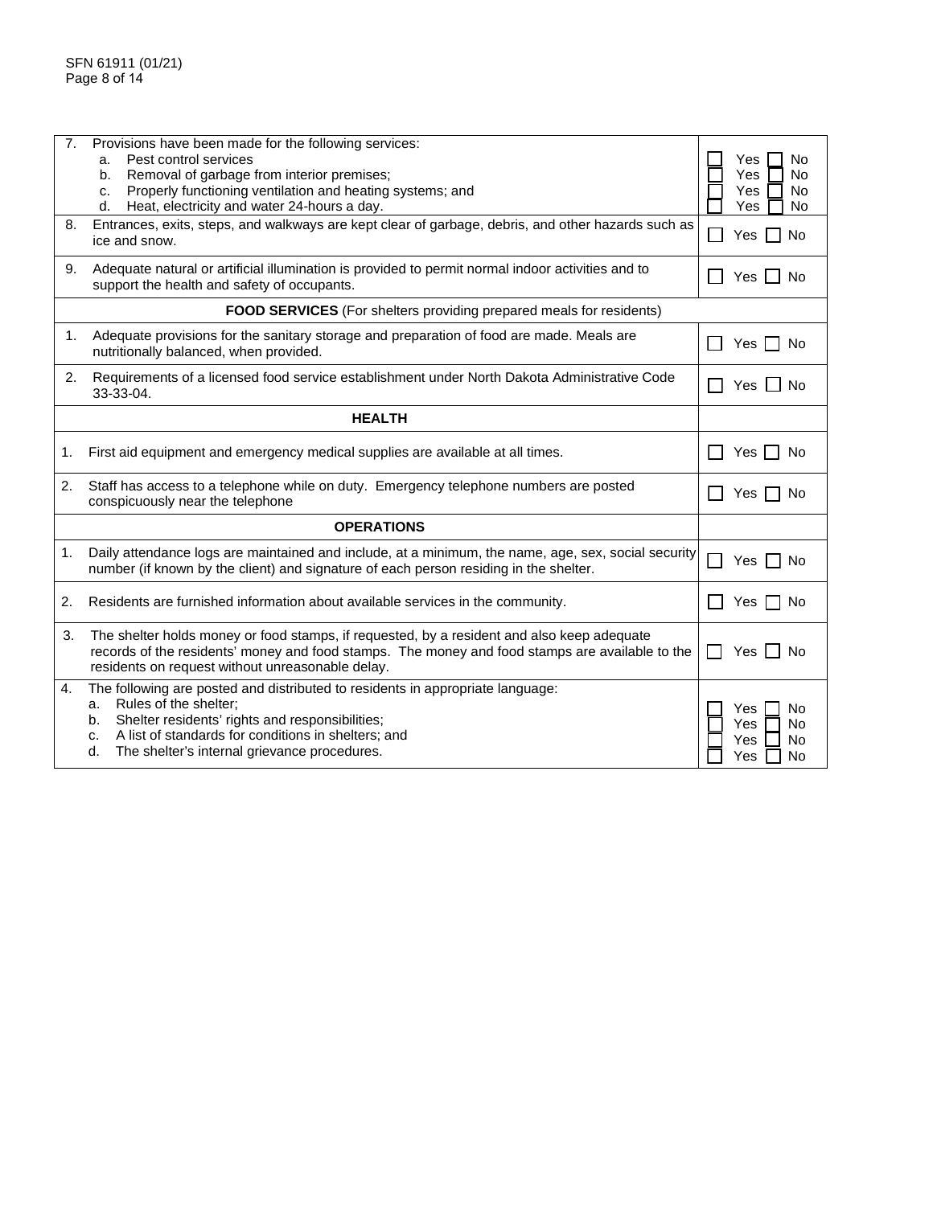| | |
|---|---|
| 7. Provisions have been made for the following services:<br>a. Pest control services<br>b. Removal of garbage from interior premises;<br>c. Properly functioning ventilation and heating systems; and<br>d. Heat, electricity and water 24-hours a day. | ☐ Yes ☐ No<br>☐ Yes ☐ No<br>☐ Yes ☐ No<br>☐ Yes ☐ No |
| 8. Entrances, exits, steps, and walkways are kept clear of garbage, debris, and other hazards such as ice and snow. | ☐ Yes ☐ No |
| 9. Adequate natural or artificial illumination is provided to permit normal indoor activities and to support the health and safety of occupants. | ☐ Yes ☐ No |
| **FOOD SERVICES** (For shelters providing prepared meals for residents) | |
| 1. Adequate provisions for the sanitary storage and preparation of food are made. Meals are nutritionally balanced, when provided. | ☐ Yes ☐ No |
| 2. Requirements of a licensed food service establishment under North Dakota Administrative Code 33-33-04. | ☐ Yes ☐ No |
| **HEALTH** | |
| 1. First aid equipment and emergency medical supplies are available at all times. | ☐ Yes ☐ No |
| 2. Staff has access to a telephone while on duty. Emergency telephone numbers are posted conspicuously near the telephone | ☐ Yes ☐ No |
| **OPERATIONS** | |
| 1. Daily attendance logs are maintained and include, at a minimum, the name, age, sex, social security number (if known by the client) and signature of each person residing in the shelter. | ☐ Yes ☐ No |
| 2. Residents are furnished information about available services in the community. | ☐ Yes ☐ No |
| 3. The shelter holds money or food stamps, if requested, by a resident and also keep adequate records of the residents' money and food stamps. The money and food stamps are available to the residents on request without unreasonable delay. | ☐ Yes ☐ No |
| 4. The following are posted and distributed to residents in appropriate language:<br>a. Rules of the shelter;<br>b. Shelter residents' rights and responsibilities;<br>c. A list of standards for conditions in shelters; and<br>d. The shelter's internal grievance procedures. | ☐ Yes ☐ No<br>☐ Yes ☐ No<br>☐ Yes ☐ No<br>☐ Yes ☐ No |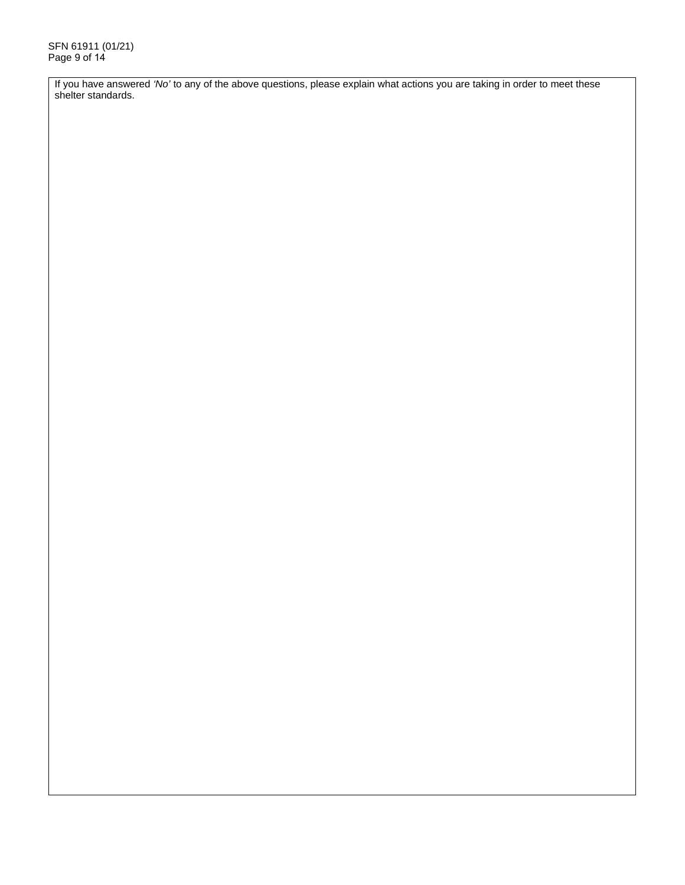If you have answered *'No'* to any of the above questions, please explain what actions you are taking in order to meet these shelter standards.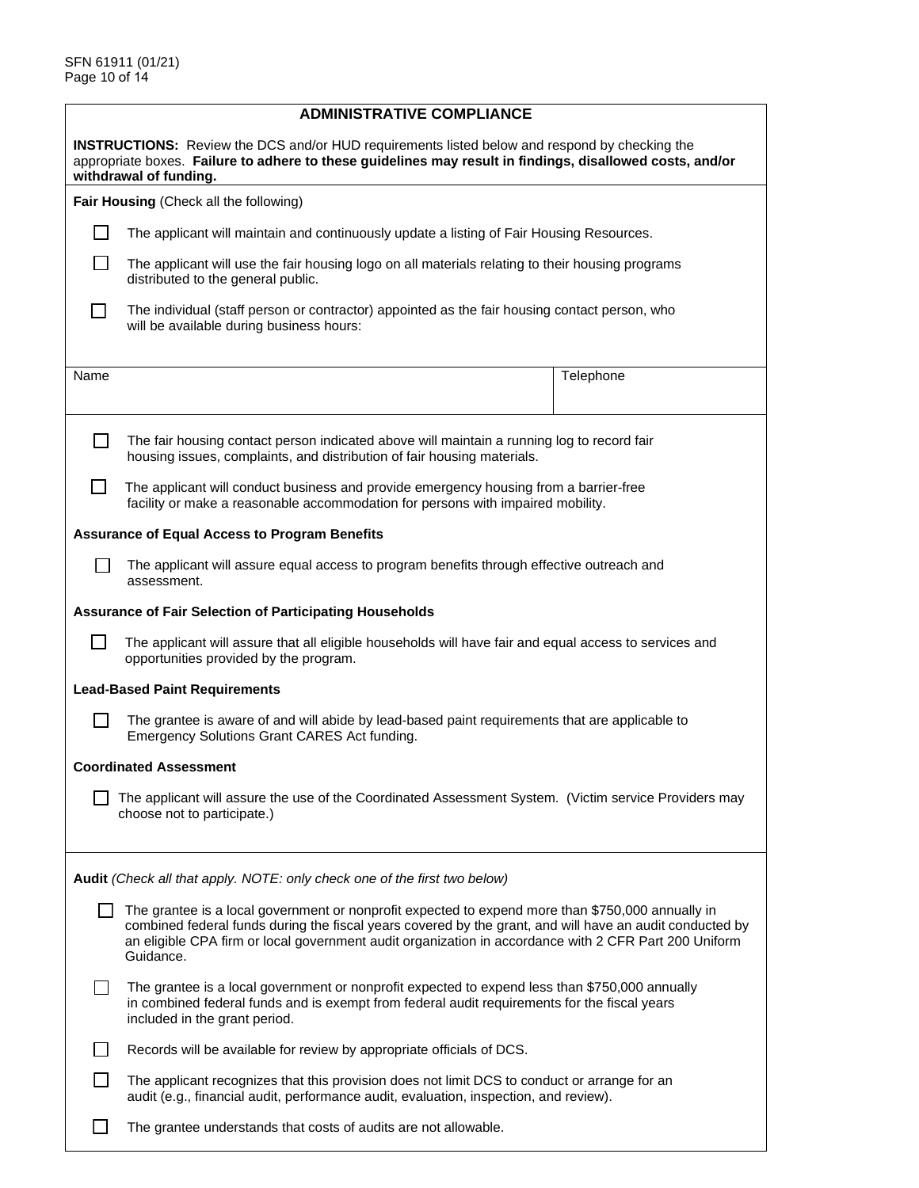## ADMINISTRATIVE COMPLIANCE

**INSTRUCTIONS:** Review the DCS and/or HUD requirements listed below and respond by checking the appropriate boxes. **Failure to adhere to these guidelines may result in findings, disallowed costs, and/or withdrawal of funding.**

**Fair Housing** (Check all the following)

- ☐ The applicant will maintain and continuously update a listing of Fair Housing Resources.
- ☐ The applicant will use the fair housing logo on all materials relating to their housing programs distributed to the general public.
- ☐ The individual (staff person or contractor) appointed as the fair housing contact person, who will be available during business hours:

| Name | Telephone |
| --- | --- |
| | |

- ☐ The fair housing contact person indicated above will maintain a running log to record fair housing issues, complaints, and distribution of fair housing materials.
- ☐ The applicant will conduct business and provide emergency housing from a barrier-free facility or make a reasonable accommodation for persons with impaired mobility.

**Assurance of Equal Access to Program Benefits**

- ☐ The applicant will assure equal access to program benefits through effective outreach and assessment.

**Assurance of Fair Selection of Participating Households**

- ☐ The applicant will assure that all eligible households will have fair and equal access to services and opportunities provided by the program.

**Lead-Based Paint Requirements**

- ☐ The grantee is aware of and will abide by lead-based paint requirements that are applicable to Emergency Solutions Grant CARES Act funding.

**Coordinated Assessment**

- ☐ The applicant will assure the use of the Coordinated Assessment System. (Victim service Providers may choose not to participate.)

**Audit** *(Check all that apply. NOTE: only check one of the first two below)*

- ☐ The grantee is a local government or nonprofit expected to expend more than $750,000 annually in combined federal funds during the fiscal years covered by the grant, and will have an audit conducted by an eligible CPA firm or local government audit organization in accordance with 2 CFR Part 200 Uniform Guidance.
- ☐ The grantee is a local government or nonprofit expected to expend less than $750,000 annually in combined federal funds and is exempt from federal audit requirements for the fiscal years included in the grant period.
- ☐ Records will be available for review by appropriate officials of DCS.
- ☐ The applicant recognizes that this provision does not limit DCS to conduct or arrange for an audit (e.g., financial audit, performance audit, evaluation, inspection, and review).
- ☐ The grantee understands that costs of audits are not allowable.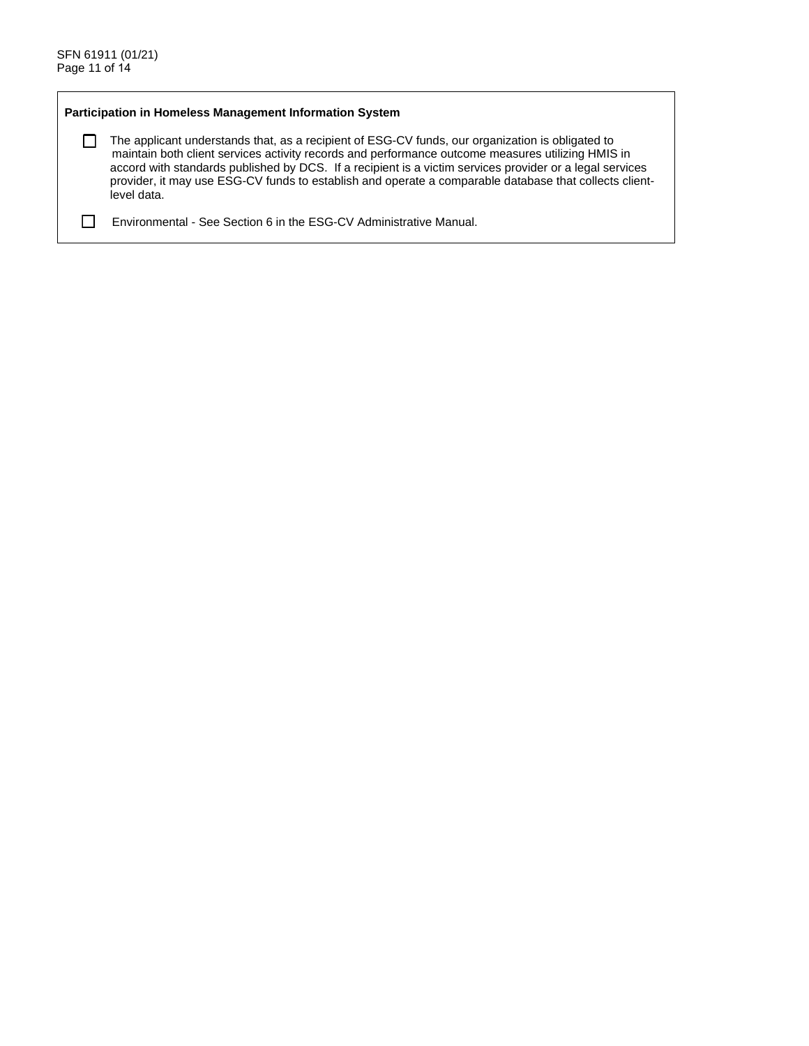**Participation in Homeless Management Information System**

- [ ] The applicant understands that, as a recipient of ESG-CV funds, our organization is obligated to maintain both client services activity records and performance outcome measures utilizing HMIS in accord with standards published by DCS. If a recipient is a victim services provider or a legal services provider, it may use ESG-CV funds to establish and operate a comparable database that collects client-level data.
- [ ] Environmental - See Section 6 in the ESG-CV Administrative Manual.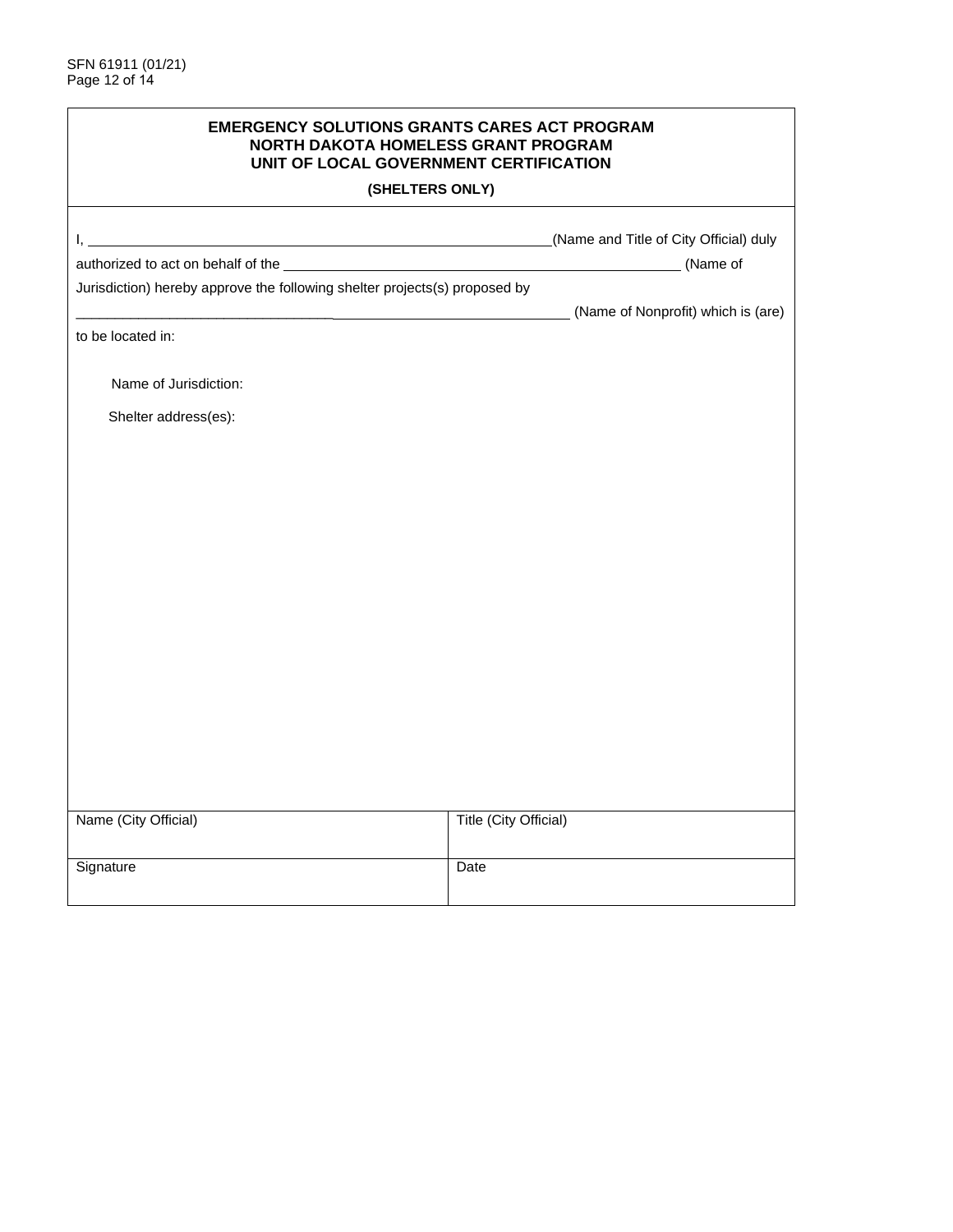## EMERGENCY SOLUTIONS GRANTS CARES ACT PROGRAM
## NORTH DAKOTA HOMELESS GRANT PROGRAM
## UNIT OF LOCAL GOVERNMENT CERTIFICATION

**(SHELTERS ONLY)**

I, ______________________________________________(Name and Title of City Official) duly authorized to act on behalf of the ________________________________________ (Name of Jurisdiction) hereby approve the following shelter projects(s) proposed by ____________________________________________________ (Name of Nonprofit) which is (are) to be located in:

Name of Jurisdiction:

Shelter address(es):

| Name (City Official) | Title (City Official) |
|---|---|
| Signature | Date |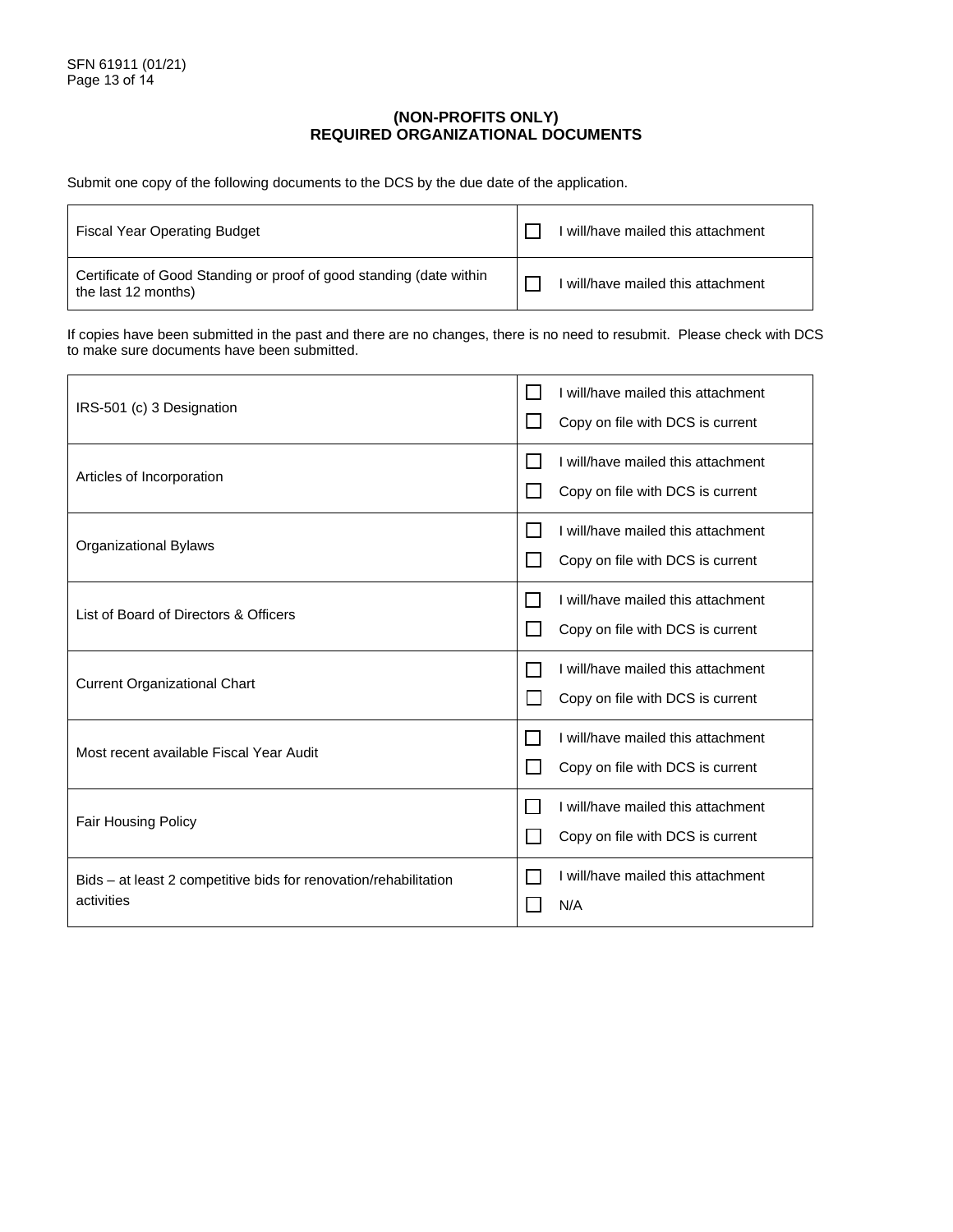## (NON-PROFITS ONLY)
## REQUIRED ORGANIZATIONAL DOCUMENTS

Submit one copy of the following documents to the DCS by the due date of the application.

| Document | |
|---|---|
| Fiscal Year Operating Budget | ☐ I will/have mailed this attachment |
| Certificate of Good Standing or proof of good standing (date within the last 12 months) | ☐ I will/have mailed this attachment |

If copies have been submitted in the past and there are no changes, there is no need to resubmit. Please check with DCS to make sure documents have been submitted.

| Document | |
|---|---|
| IRS-501 (c) 3 Designation | ☐ I will/have mailed this attachment<br>☐ Copy on file with DCS is current |
| Articles of Incorporation | ☐ I will/have mailed this attachment<br>☐ Copy on file with DCS is current |
| Organizational Bylaws | ☐ I will/have mailed this attachment<br>☐ Copy on file with DCS is current |
| List of Board of Directors & Officers | ☐ I will/have mailed this attachment<br>☐ Copy on file with DCS is current |
| Current Organizational Chart | ☐ I will/have mailed this attachment<br>☐ Copy on file with DCS is current |
| Most recent available Fiscal Year Audit | ☐ I will/have mailed this attachment<br>☐ Copy on file with DCS is current |
| Fair Housing Policy | ☐ I will/have mailed this attachment<br>☐ Copy on file with DCS is current |
| Bids – at least 2 competitive bids for renovation/rehabilitation activities | ☐ I will/have mailed this attachment<br>☐ N/A |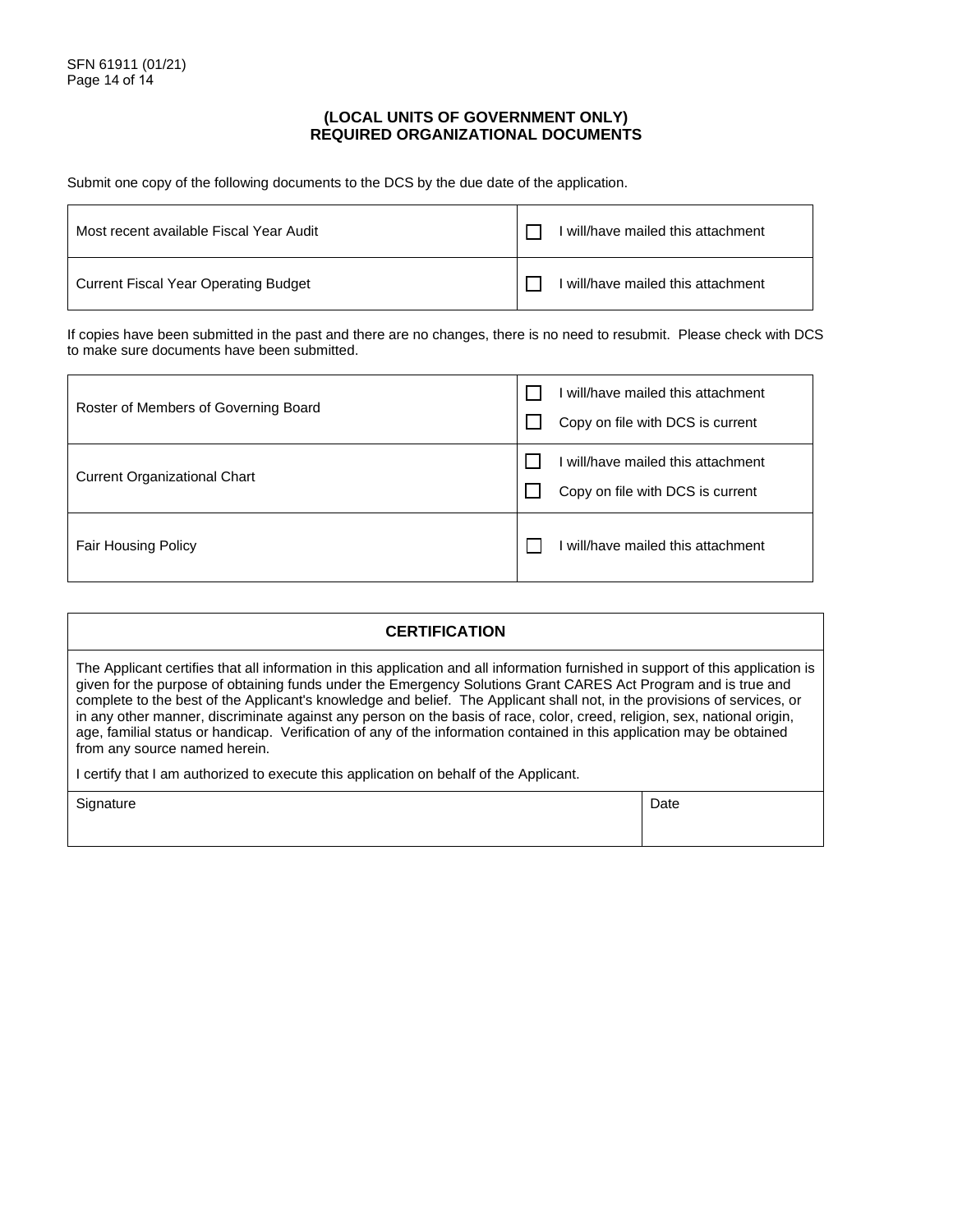## (LOCAL UNITS OF GOVERNMENT ONLY)
## REQUIRED ORGANIZATIONAL DOCUMENTS

Submit one copy of the following documents to the DCS by the due date of the application.

| | |
|---|---|
| Most recent available Fiscal Year Audit | ☐ I will/have mailed this attachment |
| Current Fiscal Year Operating Budget | ☐ I will/have mailed this attachment |

If copies have been submitted in the past and there are no changes, there is no need to resubmit. Please check with DCS to make sure documents have been submitted.

| | |
|---|---|
| Roster of Members of Governing Board | ☐ I will/have mailed this attachment<br>☐ Copy on file with DCS is current |
| Current Organizational Chart | ☐ I will/have mailed this attachment<br>☐ Copy on file with DCS is current |
| Fair Housing Policy | ☐ I will/have mailed this attachment |

### CERTIFICATION

The Applicant certifies that all information in this application and all information furnished in support of this application is given for the purpose of obtaining funds under the Emergency Solutions Grant CARES Act Program and is true and complete to the best of the Applicant's knowledge and belief. The Applicant shall not, in the provisions of services, or in any other manner, discriminate against any person on the basis of race, color, creed, religion, sex, national origin, age, familial status or handicap. Verification of any of the information contained in this application may be obtained from any source named herein.

I certify that I am authorized to execute this application on behalf of the Applicant.

| Signature | Date |
|---|---|
| | |